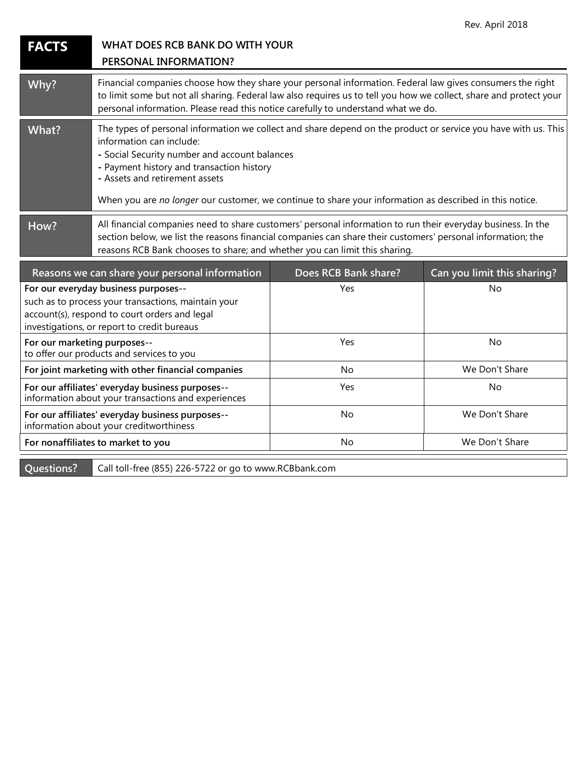Rev. April 2018

# FACTS — WHAT DOES RCB BANK DO WITH YOUR PERSONAL INFORMATION?

| | |
|---|---|
| **Why?** | Financial companies choose how they share your personal information. Federal law gives consumers the right to limit some but not all sharing. Federal law also requires us to tell you how we collect, share and protect your personal information. Please read this notice carefully to understand what we do. |
| **What?** | The types of personal information we collect and share depend on the product or service you have with us. This information can include:<br>- Social Security number and account balances<br>- Payment history and transaction history<br>- Assets and retirement assets<br><br>When you are *no longer* our customer, we continue to share your information as described in this notice. |
| **How?** | All financial companies need to share customers' personal information to run their everyday business. In the section below, we list the reasons financial companies can share their customers' personal information; the reasons RCB Bank chooses to share; and whether you can limit this sharing. |

| Reasons we can share your personal information | Does RCB Bank share? | Can you limit this sharing? |
|---|---|---|
| **For our everyday business purposes**-- such as to process your transactions, maintain your account(s), respond to court orders and legal investigations, or report to credit bureaus | Yes | No |
| **For our marketing purposes**-- to offer our products and services to you | Yes | No |
| **For joint marketing with other financial companies** | No | We Don't Share |
| **For our affiliates' everyday business purposes**-- information about your transactions and experiences | Yes | No |
| **For our affiliates' everyday business purposes**-- information about your creditworthiness | No | We Don't Share |
| **For nonaffiliates to market to you** | No | We Don't Share |

| | |
|---|---|
| **Questions?** | Call toll-free (855) 226-5722 or go to www.RCBbank.com |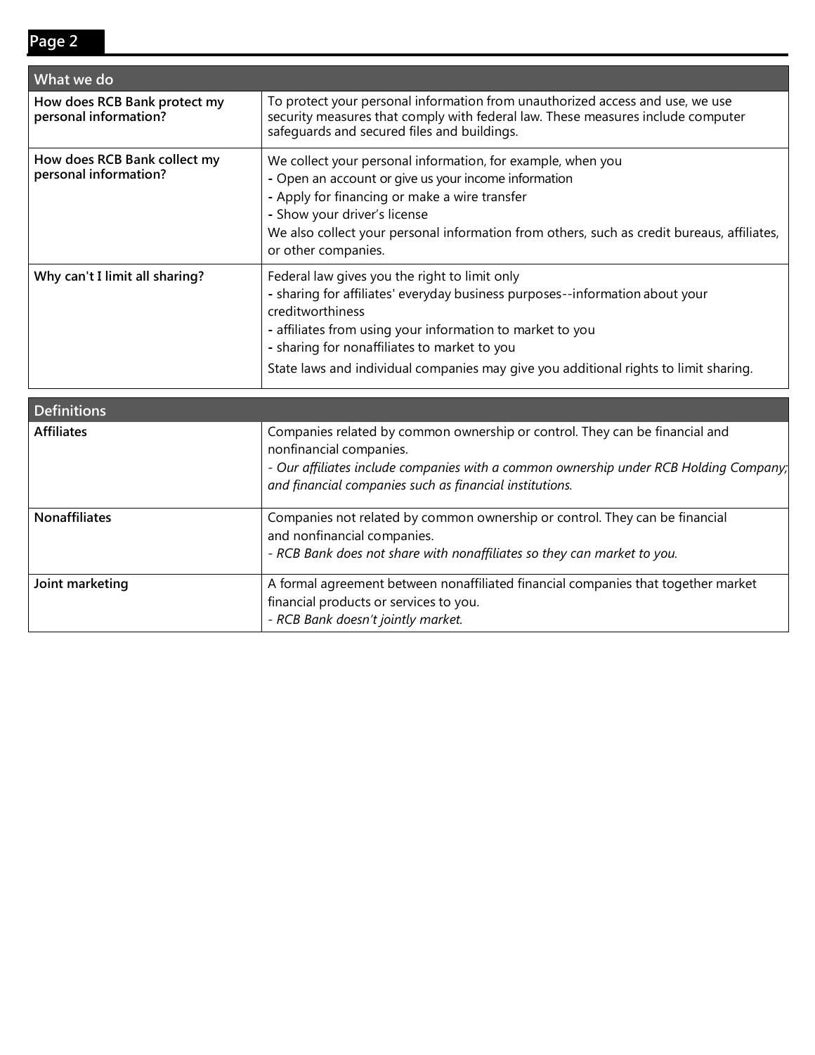| What we do | |
|---|---|
| **How does RCB Bank protect my personal information?** | To protect your personal information from unauthorized access and use, we use security measures that comply with federal law. These measures include computer safeguards and secured files and buildings. |
| **How does RCB Bank collect my personal information?** | We collect your personal information, for example, when you<br>- Open an account or give us your income information<br>- Apply for financing or make a wire transfer<br>- Show your driver's license<br>We also collect your personal information from others, such as credit bureaus, affiliates, or other companies. |
| **Why can't I limit all sharing?** | Federal law gives you the right to limit only<br>- sharing for affiliates' everyday business purposes--information about your creditworthiness<br>- affiliates from using your information to market to you<br>- sharing for nonaffiliates to market to you<br>State laws and individual companies may give you additional rights to limit sharing. |

| Definitions | |
|---|---|
| **Affiliates** | Companies related by common ownership or control. They can be financial and nonfinancial companies.<br>*- Our affiliates include companies with a common ownership under RCB Holding Company; and financial companies such as financial institutions.* |
| **Nonaffiliates** | Companies not related by common ownership or control. They can be financial and nonfinancial companies.<br>*- RCB Bank does not share with nonaffiliates so they can market to you.* |
| **Joint marketing** | A formal agreement between nonaffiliated financial companies that together market financial products or services to you.<br>*- RCB Bank doesn't jointly market.* |